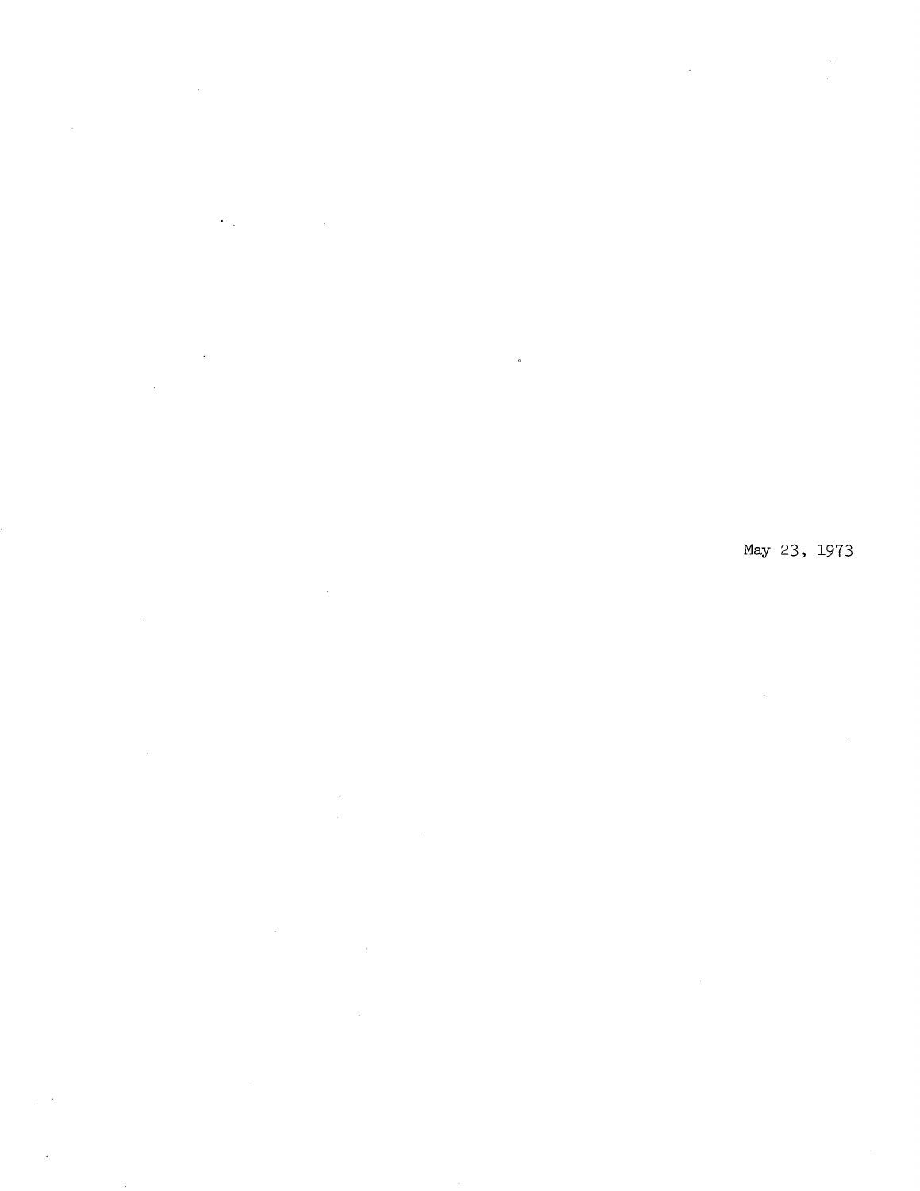May 23, 1973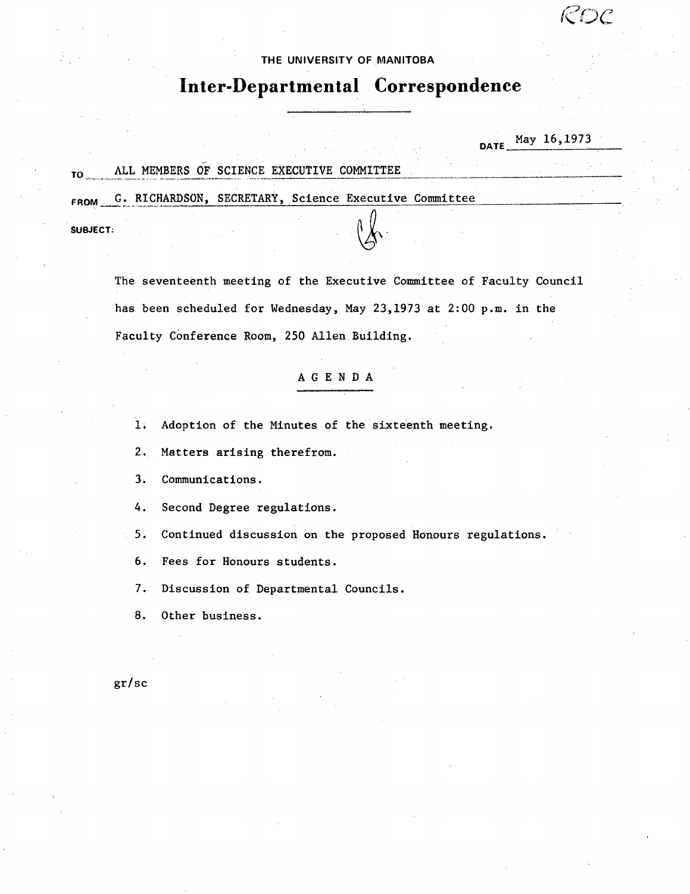RDC

THE UNIVERSITY OF MANITOBA

# Inter-Departmental Correspondence

DATE May 16,1973

TO ALL MEMBERS OF SCIENCE EXECUTIVE COMMITTEE

FROM G. RICHARDSON, SECRETARY, Science Executive Committee

SUBJECT:

The seventeenth meeting of the Executive Committee of Faculty Council has been scheduled for Wednesday, May 23,1973 at 2:00 p.m. in the Faculty Conference Room, 250 Allen Building.

## A G E N D A

1. Adoption of the Minutes of the sixteenth meeting.
2. Matters arising therefrom.
3. Communications.
4. Second Degree regulations.
5. Continued discussion on the proposed Honours regulations.
6. Fees for Honours students.
7. Discussion of Departmental Councils.
8. Other business.

gr/sc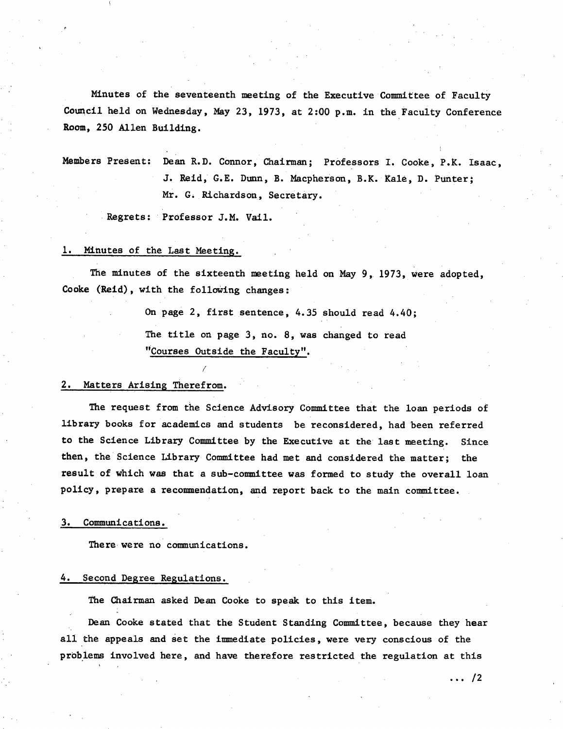Minutes of the seventeenth meeting of the Executive Committee of Faculty Council held on Wednesday, May 23, 1973, at 2:00 p.m. in the Faculty Conference Room, 250 Allen Building.

Members Present: Dean R.D. Connor, Chairman; Professors I. Cooke, P.K. Isaac, J. Reid, G.E. Dunn, B. Macpherson, B.K. Kale, D. Punter; Mr. G. Richardson, Secretary.

Regrets: Professor J.M. Vail.

## 1. Minutes of the Last Meeting.

The minutes of the sixteenth meeting held on May 9, 1973, were adopted, Cooke (Reid), with the following changes:

> On page 2, first sentence, 4.35 should read 4.40;
>
> The title on page 3, no. 8, was changed to read "Courses Outside the Faculty".

## 2. Matters Arising Therefrom.

The request from the Science Advisory Committee that the loan periods of library books for academics and students be reconsidered, had been referred to the Science Library Committee by the Executive at the last meeting. Since then, the Science Library Committee had met and considered the matter; the result of which was that a sub-committee was formed to study the overall loan policy, prepare a recommendation, and report back to the main committee.

## 3. Communications.

There were no communications.

## 4. Second Degree Regulations.

The Chairman asked Dean Cooke to speak to this item.

Dean Cooke stated that the Student Standing Committee, because they hear all the appeals and set the immediate policies, were very conscious of the problems involved here, and have therefore restricted the regulation at this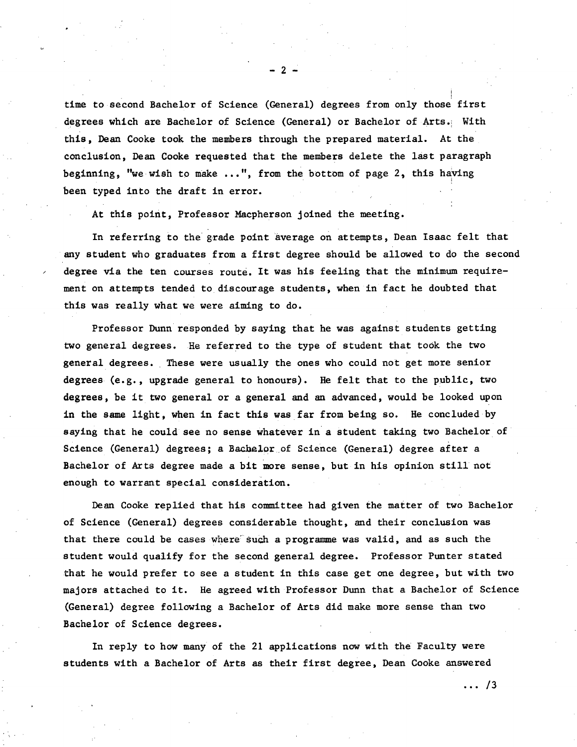time to second Bachelor of Science (General) degrees from only those first degrees which are Bachelor of Science (General) or Bachelor of Arts. With this, Dean Cooke took the members through the prepared material. At the conclusion, Dean Cooke requested that the members delete the last paragraph beginning, "we wish to make ...", from the bottom of page 2, this having been typed into the draft in error.

At this point, Professor Macpherson joined the meeting.

In referring to the grade point average on attempts, Dean Isaac felt that any student who graduates from a first degree should be allowed to do the second degree via the ten courses route. It was his feeling that the minimum requirement on attempts tended to discourage students, when in fact he doubted that this was really what we were aiming to do.

Professor Dunn responded by saying that he was against students getting two general degrees. He referred to the type of student that took the two general degrees. These were usually the ones who could not get more senior degrees (e.g., upgrade general to honours). He felt that to the public, two degrees, be it two general or a general and an advanced, would be looked upon in the same light, when in fact this was far from being so. He concluded by saying that he could see no sense whatever in a student taking two Bachelor of Science (General) degrees; a Bachelor of Science (General) degree after a Bachelor of Arts degree made a bit more sense, but in his opinion still not enough to warrant special consideration.

Dean Cooke replied that his committee had given the matter of two Bachelor of Science (General) degrees considerable thought, and their conclusion was that there could be cases where such a programme was valid, and as such the student would qualify for the second general degree. Professor Punter stated that he would prefer to see a student in this case get one degree, but with two majors attached to it. He agreed with Professor Dunn that a Bachelor of Science (General) degree following a Bachelor of Arts did make more sense than two Bachelor of Science degrees.

In reply to how many of the 21 applications now with the Faculty were students with a Bachelor of Arts as their first degree, Dean Cooke answered

... /3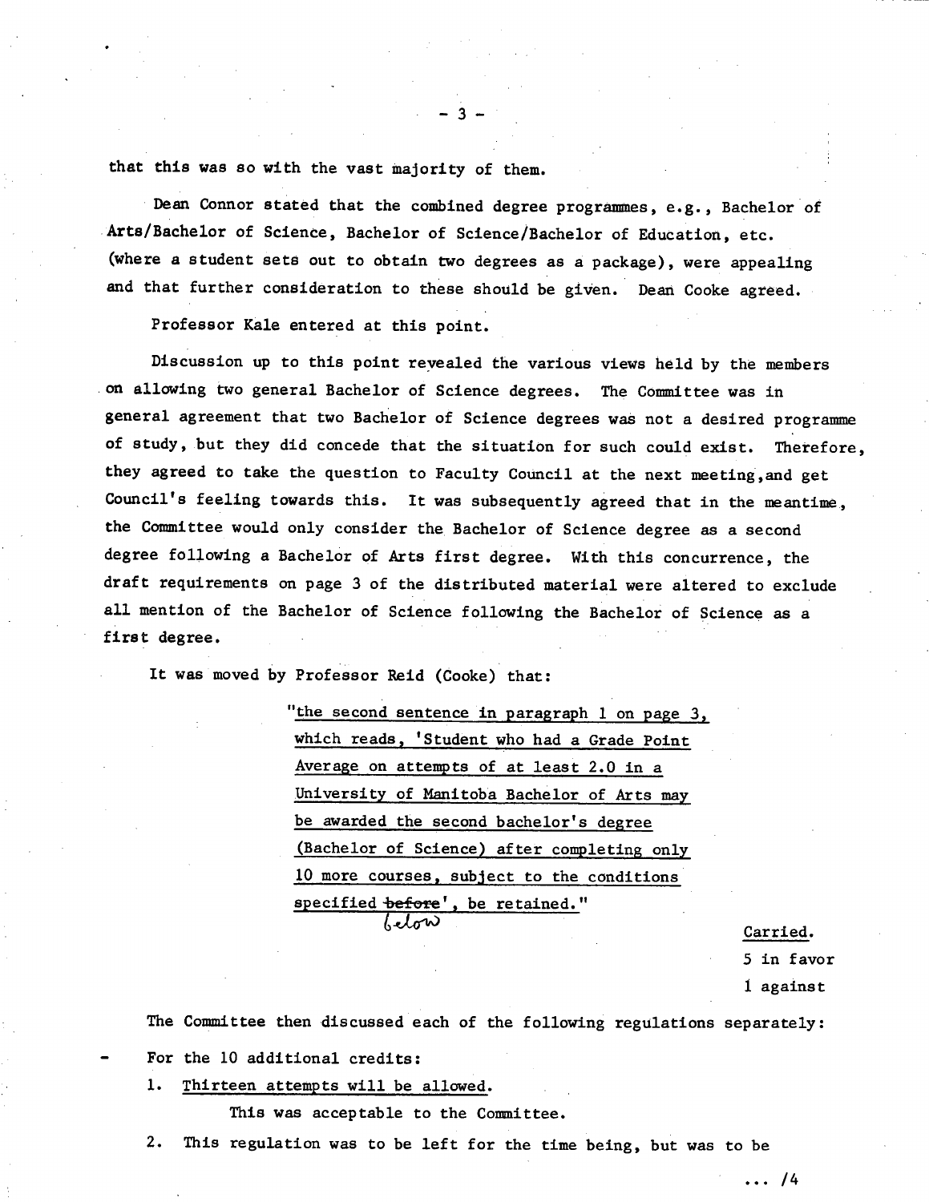that this was so with the vast majority of them.

Dean Connor stated that the combined degree programmes, e.g., Bachelor of Arts/Bachelor of Science, Bachelor of Science/Bachelor of Education, etc. (where a student sets out to obtain two degrees as a package), were appealing and that further consideration to these should be given. Dean Cooke agreed.

Professor Kale entered at this point.

Discussion up to this point revealed the various views held by the members on allowing two general Bachelor of Science degrees. The Committee was in general agreement that two Bachelor of Science degrees was not a desired programme of study, but they did concede that the situation for such could exist. Therefore, they agreed to take the question to Faculty Council at the next meeting, and get Council's feeling towards this. It was subsequently agreed that in the meantime, the Committee would only consider the Bachelor of Science degree as a second degree following a Bachelor of Arts first degree. With this concurrence, the draft requirements on page 3 of the distributed material were altered to exclude all mention of the Bachelor of Science following the Bachelor of Science as a first degree.

It was moved by Professor Reid (Cooke) that:

> "the second sentence in paragraph 1 on page 3, which reads, 'Student who had a Grade Point Average on attempts of at least 2.0 in a University of Manitoba Bachelor of Arts may be awarded the second bachelor's degree (Bachelor of Science) after completing only 10 more courses, subject to the conditions specified ~~before~~ below', be retained."

Carried.
5 in favor
1 against

The Committee then discussed each of the following regulations separately:

- For the 10 additional credits:

1. Thirteen attempts will be allowed.

   This was acceptable to the Committee.

2. This regulation was to be left for the time being, but was to be

... /4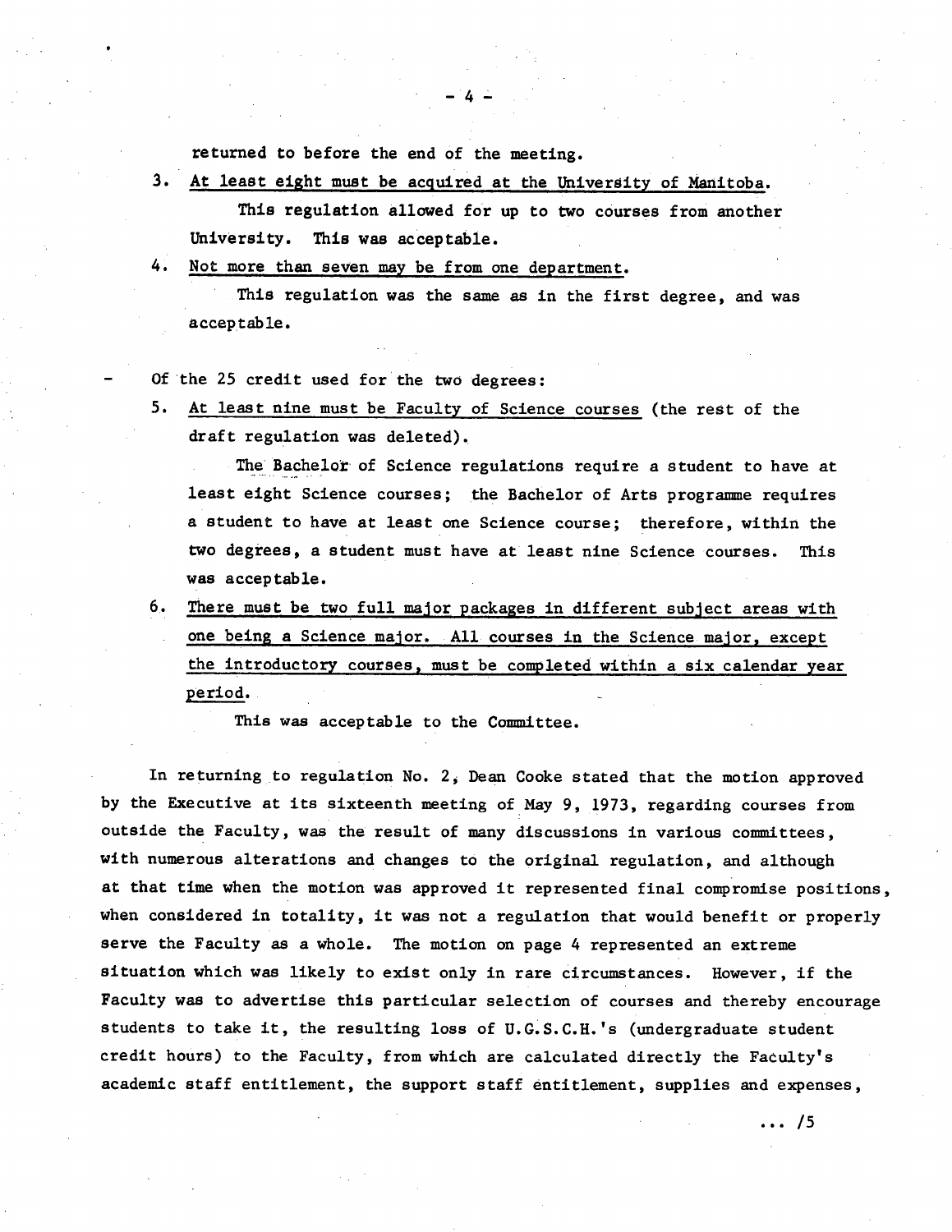returned to before the end of the meeting.

3. <u>At least eight must be acquired at the University of Manitoba.</u>

   This regulation allowed for up to two courses from another University. This was acceptable.

4. <u>Not more than seven may be from one department.</u>

   This regulation was the same as in the first degree, and was acceptable.

- Of the 25 credit used for the two degrees:

5. <u>At least nine must be Faculty of Science courses</u> (the rest of the draft regulation was deleted).

   The Bachelor of Science regulations require a student to have at least eight Science courses; the Bachelor of Arts programme requires a student to have at least one Science course; therefore, within the two degrees, a student must have at least nine Science courses. This was acceptable.

6. <u>There must be two full major packages in different subject areas with one being a Science major. All courses in the Science major, except the introductory courses, must be completed within a six calendar year period.</u>

   This was acceptable to the Committee.

In returning to regulation No. 2, Dean Cooke stated that the motion approved by the Executive at its sixteenth meeting of May 9, 1973, regarding courses from outside the Faculty, was the result of many discussions in various committees, with numerous alterations and changes to the original regulation, and although at that time when the motion was approved it represented final compromise positions, when considered in totality, it was not a regulation that would benefit or properly serve the Faculty as a whole. The motion on page 4 represented an extreme situation which was likely to exist only in rare circumstances. However, if the Faculty was to advertise this particular selection of courses and thereby encourage students to take it, the resulting loss of U.G.S.C.H.'s (undergraduate student credit hours) to the Faculty, from which are calculated directly the Faculty's academic staff entitlement, the support staff entitlement, supplies and expenses,

... /5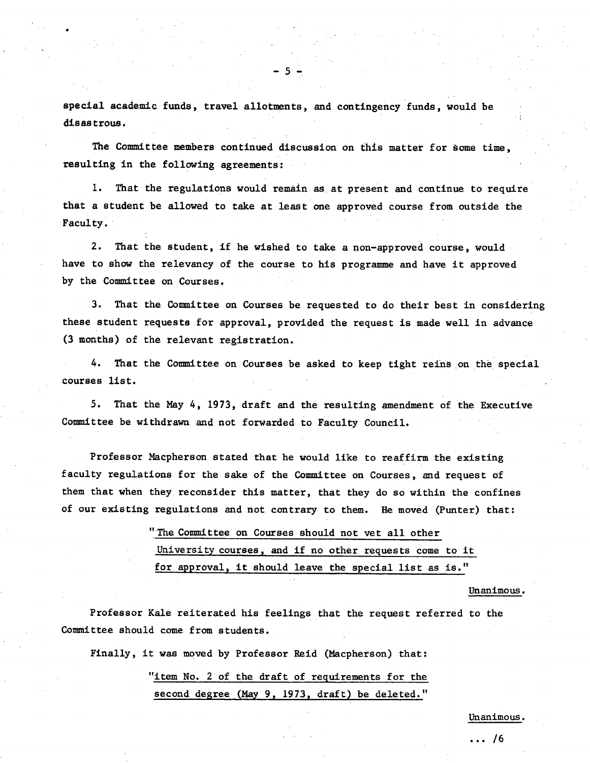special academic funds, travel allotments, and contingency funds, would be disastrous.

The Committee members continued discussion on this matter for some time, resulting in the following agreements:

1. That the regulations would remain as at present and continue to require that a student be allowed to take at least one approved course from outside the Faculty.

2. That the student, if he wished to take a non-approved course, would have to show the relevancy of the course to his programme and have it approved by the Committee on Courses.

3. That the Committee on Courses be requested to do their best in considering these student requests for approval, provided the request is made well in advance (3 months) of the relevant registration.

4. That the Committee on Courses be asked to keep tight reins on the special courses list.

5. That the May 4, 1973, draft and the resulting amendment of the Executive Committee be withdrawn and not forwarded to Faculty Council.

Professor Macpherson stated that he would like to reaffirm the existing faculty regulations for the sake of the Committee on Courses, and request of them that when they reconsider this matter, that they do so within the confines of our existing regulations and not contrary to them. He moved (Punter) that:

> "The Committee on Courses should not vet all other University courses, and if no other requests come to it for approval, it should leave the special list as is."

Unanimous.

Professor Kale reiterated his feelings that the request referred to the Committee should come from students.

Finally, it was moved by Professor Reid (Macpherson) that:

> "item No. 2 of the draft of requirements for the second degree (May 9, 1973, draft) be deleted."

Unanimous.

... /6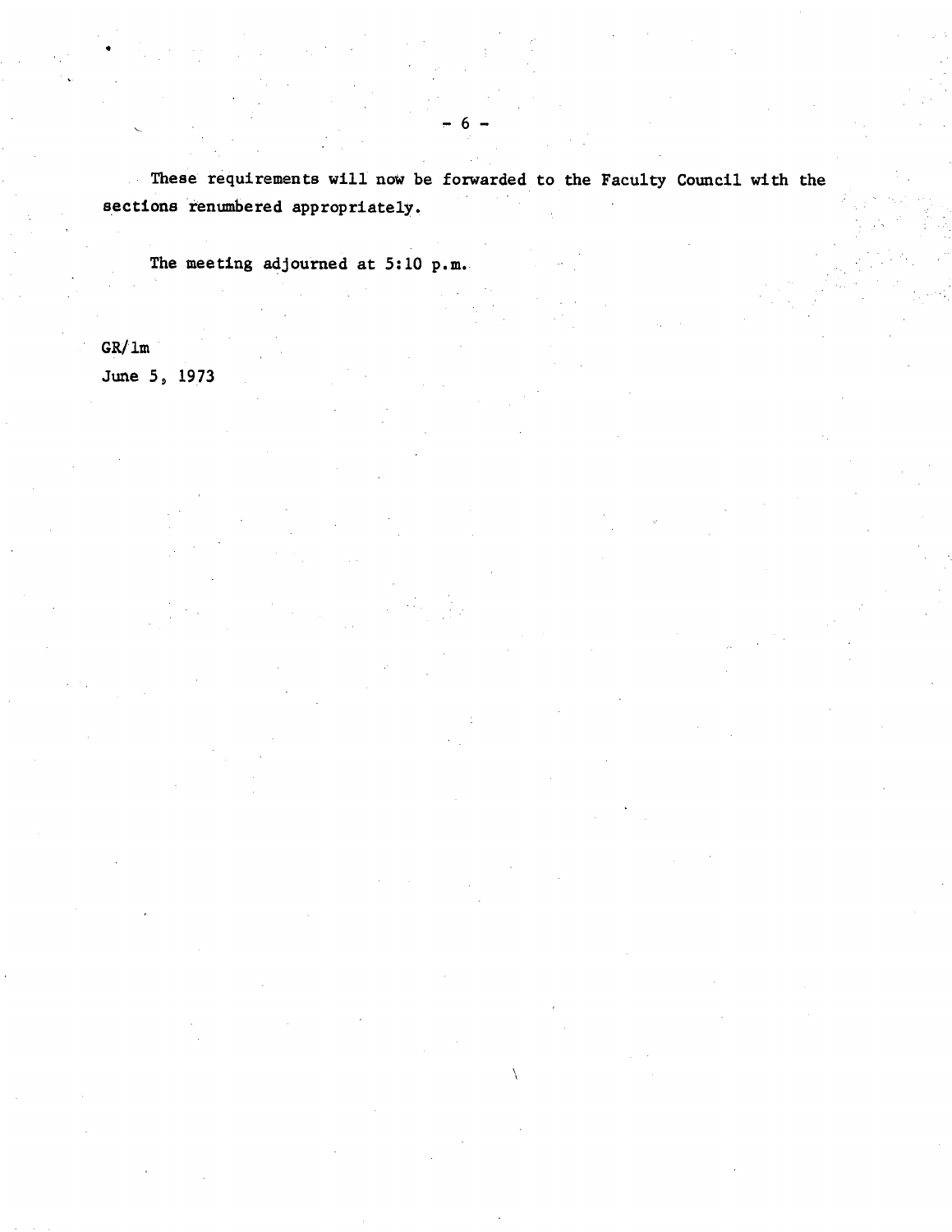These requirements will now be forwarded to the Faculty Council with the sections renumbered appropriately.

The meeting adjourned at 5:10 p.m.

GR/lm
June 5, 1973